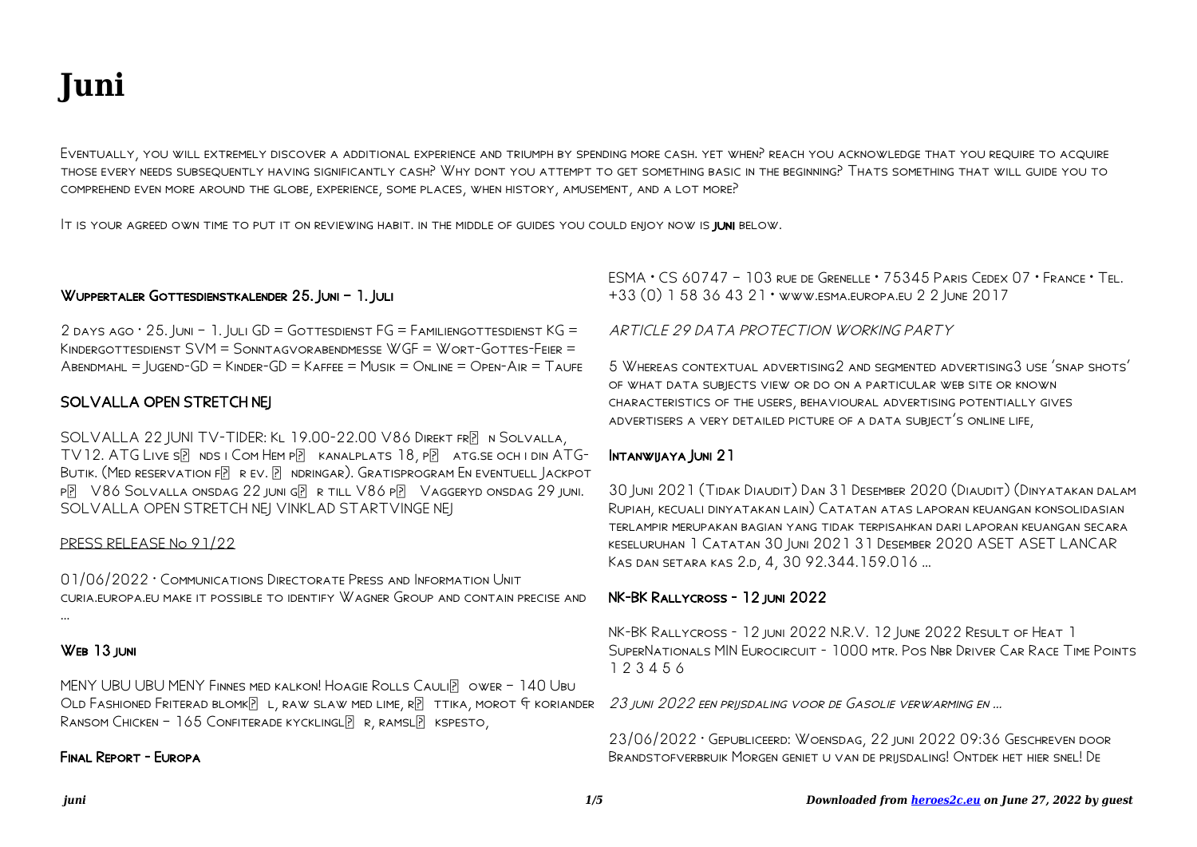# Juni

Eventually, you will extremely discover a additional experience and triumph by spending more cash. yet when? reach you acknowledge that you require to acquire those every needs subsequently having significantly cash? Why dont you attempt to get something basic in the beginning? Thats something that will guide you to comprehend even more around the globe, experience, some places, when history, amusement, and a lot more?

It is your agreed own time to put it on reviewing habit. in the middle of guides you could enjoy now is **juni** below.

## Wuppertaler Gottesdienstkalender 25. Juni – 1. Juli

2 days ago · 25. Juni – 1. Juli GD = Gottesdienst FG = Familiengottesdienst KG = Kindergottesdienst SVM = Sonntagvorabendmesse WGF = Wort-Gottes-Feier = Abendmahl = Jugend-GD = Kinder-GD = Kaffee = Musik = Online = Open-Air = Taufe

## SOLVALLA OPEN STRETCH NEJ

SOLVALLA 22 JUNI TV-TIDER: Kl 19.00-22.00 V86 Direkt fr� n Solvalla, TV12. ATG Live s� nds i Com Hem p� kanalplats 18, p� atg.se och i din ATG-Butik. (Med reservation f� r ev. � ndringar). Gratisprogram En eventuell Jackpot p� V86 Solvalla onsdag 22 juni g� r till V86 p� Vaggeryd onsdag 29 juni. SOLVALLA OPEN STRETCH NEJ VINKLAD STARTVINGE NEJ

## PRESS RELEASE No 91/22

01/06/2022 · Communications Directorate Press and Information Unit curia.europa.eu make it possible to identify Wagner Group and contain precise and ...

## Web 13 juni

MENY UBU UBU MENY Finnes med kalkon! Hoagie Rolls Cauli� ower – 140 Ubu Old Fashioned Friterad blomk� l, raw slaw med lime, r� ttika, morot & koriander Ransom Chicken – 165 Confiterade kycklingl� r, ramsl� kspesto,

## Final Report - Europa

ESMA • CS 60747 – 103 rue de Grenelle • 75345 Paris Cedex 07 • France • Tel. +33 (0) 1 58 36 43 21 • www.esma.europa.eu 2 2 June 2017

## ARTICLE 29 DATA PROTECTION WORKING PARTY

5 Whereas contextual advertising2 and segmented advertising3 use 'snap shots' of what data subjects view or do on a particular web site or known characteristics of the users, behavioural advertising potentially gives advertisers a very detailed picture of a data subject's online life,

## Intanwijaya Juni 21

30 Juni 2021 (Tidak Diaudit) Dan 31 Desember 2020 (Diaudit) (Dinyatakan dalam Rupiah, kecuali dinyatakan lain) Catatan atas laporan keuangan konsolidasian terlampir merupakan bagian yang tidak terpisahkan dari laporan keuangan secara keseluruhan 1 Catatan 30 Juni 2021 31 Desember 2020 ASET ASET LANCAR Kas dan setara kas 2.d, 4, 30 92.344.159.016 ...

## NK-BK Rallycross - 12 juni 2022

NK-BK Rallycross - 12 juni 2022 N.R.V. 12 June 2022 Result of Heat 1 SuperNationals MIN Eurocircuit - 1000 mtr. Pos Nbr Driver Car Race Time Points 1 2 3 4 5 6

## 23 juni 2022 een prijsdaling voor de Gasolie verwarming en ...

23/06/2022 · Gepubliceerd: Woensdag, 22 juni 2022 09:36 Geschreven door Brandstofverbruik Morgen geniet u van de prijsdaling! Ontdek het hier snel! De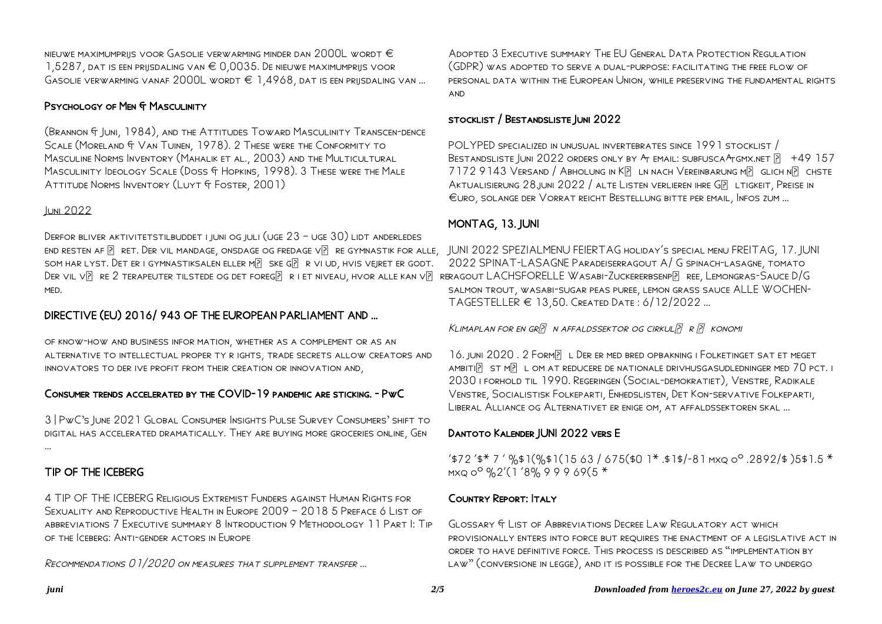nieuwe maximumprijs voor Gasolie verwarming minder dan 2000L wordt € 1,5287, dat is een prijsdaling van € 0,0035. De nieuwe maximumprijs voor Gasolie verwarming vanaf 2000L wordt € 1,4968, dat is een prijsdaling van ...

## Psychology of Men & Masculinity

(Brannon & Juni, 1984), and the Attitudes Toward Masculinity Transcen-dence Scale (Moreland & Van Tuinen, 1978). 2 These were the Conformity to Masculine Norms Inventory (Mahalik et al., 2003) and the Multicultural Masculinity Ideology Scale (Doss & Hopkins, 1998). 3 These were the Male Attitude Norms Inventory (Luyt & Foster, 2001)

## Juni 2022

Derfor bliver aktivitetstilbuddet i juni og juli (uge 23 – uge 30) lidt anderledes end resten af ? ret. Der vil mandage, onsdage og fredage v? re gymnastik for alle, som har lyst. Det er i gymnastiksalen eller m? ske g? r vi ud, hvis vejret er godt. Der vil v? re 2 terapeuter tilstede og det foreg? r i et niveau, hvor alle kan v? re med.

## DIRECTIVE (EU) 2016/ 943 OF THE EUROPEAN PARLIAMENT AND ...

of know-how and business infor mation, whether as a complement or as an alternative to intellectual proper ty r ights, trade secrets allow creators and innovators to der ive profit from their creation or innovation and,

## Consumer trends accelerated by the COVID-19 pandemic are sticking. - PwC

3 | PwC's June 2021 Global Consumer Insights Pulse Survey Consumers' shift to digital has accelerated dramatically. They are buying more groceries online, Gen ...

## TIP OF THE ICEBERG

4 TIP OF THE ICEBERG Religious Extremist Funders against Human Rights for Sexuality and Reproductive Health in Europe 2009 – 2018 5 Preface 6 List of abbreviations 7 Executive summary 8 Introduction 9 Methodology 11 Part I: Tip of the Iceberg: Anti-gender actors in Europe

*Recommendations 01/2020 on measures that supplement transfer ...*

Adopted 3 Executive summary The EU General Data Protection Regulation (GDPR) was adopted to serve a dual-purpose: facilitating the free flow of personal data within the European Union, while preserving the fundamental rights and

## stocklist / Bestandsliste Juni 2022

POLYPED specialized in unusual invertebrates since 1991 stocklist / Bestandsliste Juni 2022 orders only by At email: subfuscaAtgmx.net ? +49 157 7172 9143 Versand / Abholung in K? ln nach Vereinbarung m? glich n? chste Aktualisierung 28.juni 2022 / alte Listen verlieren ihre G? ltigkeit, Preise in €uro, solange der Vorrat reicht Bestellung bitte per email, Infos zum ...

## MONTAG, 13. JUNI

JUNI 2022 SPEZIALMENU FEIERTAG holiday's special menu FREITAG, 17. JUNI 2022 SPINAT-LASAGNE Paradeiserragout A/ G spinach-lasagne, tomato ragout LACHSFORELLE Wasabi-Zuckererbsenp? ree, Lemongras-Sauce D/G salmon trout, wasabi-sugar peas puree, lemon grass sauce ALLE WOCHEN-TAGESTELLER € 13,50. Created Date : 6/12/2022 ...

*Klimaplan for en gr? n affaldssektor og cirkul? r ? konomi*

16. juni 2020 . 2 Form? l Der er med bred opbakning i Folketinget sat et meget ambiti? st m? l om at reducere de nationale drivhusgasudledninger med 70 pct. i 2030 i forhold til 1990. Regeringen (Social-demokratiet), Venstre, Radikale Venstre, Socialistisk Folkeparti, Enhedslisten, Det Kon-servative Folkeparti, Liberal Alliance og Alternativet er enige om, at affaldssektoren skal ...

## Dantoto Kalender JUNI 2022 vers E

'$72 '$* 7 ' %$1(%$1(15 63 / 675($0 1* .$1$/-81 mxq o° .2892/$ )5$1.5 * mxq o° %2'(1 '8% 9 9 9 69(5 *

## Country Report: Italy

Glossary & List of Abbreviations Decree Law Regulatory act which provisionally enters into force but requires the enactment of a legislative act in order to have definitive force. This process is described as "implementation by law" (conversione in legge), and it is possible for the Decree Law to undergo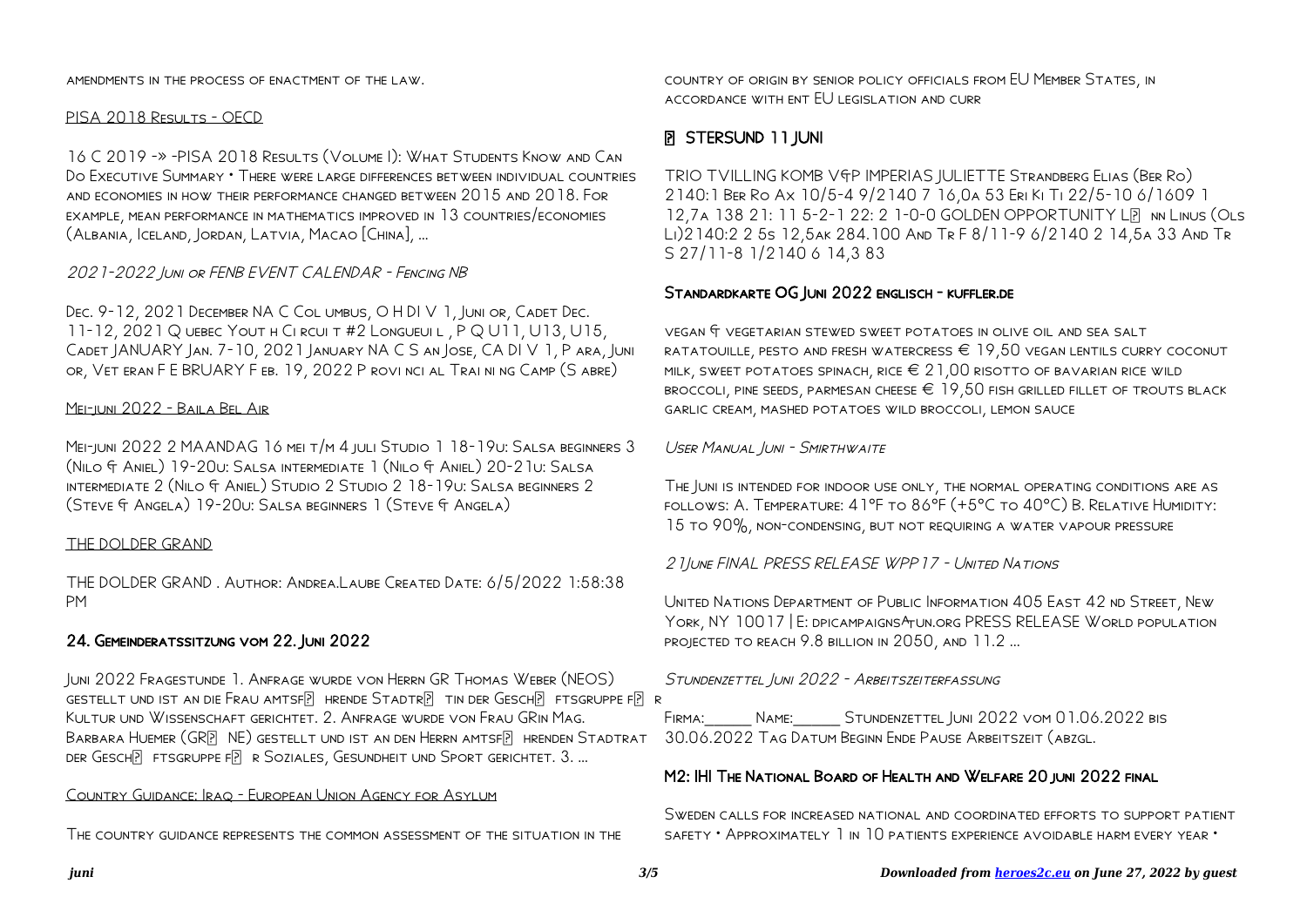amendments in the process of enactment of the law.

## PISA 2018 Results - OECD

16 C 2019 -» -PISA 2018 Results (Volume I): What Students Know and Can Do Executive Summary • There were large differences between individual countries and economies in how their performance changed between 2015 and 2018. For example, mean performance in mathematics improved in 13 countries/economies (Albania, Iceland, Jordan, Latvia, Macao [China], ...

## *2021-2022 Juni or FENB EVENT CALENDAR - Fencing NB*

Dec. 9-12, 2021 December NA C Col umbus, O H DI V 1, Juni or, Cadet Dec. 11-12, 2021 Q uebec Yout h Ci rcui t #2 Longueui l , P Q U11, U13, U15, Cadet JANUARY Jan. 7-10, 2021 January NA C S an Jose, CA DI V 1, P ara, Juni or, Vet eran F E BRUARY F eb. 19, 2022 P rovi nci al Trai ni ng Camp (S abre)

## Mei-juni 2022 - Baila Bel Air

Mei-juni 2022 2 MAANDAG 16 mei t/m 4 juli Studio 1 18-19u: Salsa beginners 3 (Nilo & Aniel) 19-20u: Salsa intermediate 1 (Nilo & Aniel) 20-21u: Salsa intermediate 2 (Nilo & Aniel) Studio 2 Studio 2 18-19u: Salsa beginners 2 (Steve & Angela) 19-20u: Salsa beginners 1 (Steve & Angela)

## THE DOLDER GRAND

THE DOLDER GRAND . Author: Andrea.Laube Created Date: 6/5/2022 1:58:38 PM

## 24. Gemeinderatssitzung vom 22. Juni 2022

Juni 2022 Fragestunde 1. Anfrage wurde von Herrn GR Thomas Weber (NEOS) gestellt und ist an die Frau amtsf hrende Stadtr tin der Gesch ftsgruppe f r Kultur und Wissenschaft gerichtet. 2. Anfrage wurde von Frau GRin Mag. Barbara Huemer (GR NE) gestellt und ist an den Herrn amtsf hrenden Stadtrat der Gesch ftsgruppe f r Soziales, Gesundheit und Sport gerichtet. 3. ...

## Country Guidance: Iraq - European Union Agency for Asylum

The country guidance represents the common assessment of the situation in the country of origin by senior policy officials from EU Member States, in accordance with ent EU legislation and curr

## STERSUND 11 JUNI

TRIO TVILLING KOMB V&P IMPERIAS JULIETTE Strandberg Elias (Ber Ro) 2140:1 Ber Ro Ax 10/5-4 9/2140 7 16,0a 53 Eri Ki Ti 22/5-10 6/1609 1 12,7a 138 21: 11 5-2-1 22: 2 1-0-0 GOLDEN OPPORTUNITY L nn Linus (Ols Li)2140:2 2 5s 12,5ak 284.100 And Tr F 8/11-9 6/2140 2 14,5a 33 And Tr S 27/11-8 1/2140 6 14,3 83

## Standardkarte OG Juni 2022 englisch - kuffler.de

vegan & vegetarian stewed sweet potatoes in olive oil and sea salt ratatouille, pesto and fresh watercress € 19,50 vegan lentils curry coconut milk, sweet potatoes spinach, rice € 21,00 risotto of bavarian rice wild broccoli, pine seeds, parmesan cheese € 19,50 fish grilled fillet of trouts black garlic cream, mashed potatoes wild broccoli, lemon sauce

## *User Manual Juni - Smirthwaite*

The Juni is intended for indoor use only, the normal operating conditions are as follows: A. Temperature: 41°F to 86°F (+5°C to 40°C) B. Relative Humidity: 15 to 90%, non-condensing, but not requiring a water vapour pressure

## *21June FINAL PRESS RELEASE WPP17 - United Nations*

United Nations Department of Public Information 405 East 42 nd Street, New York, NY 10017 | E: dpicampaigns@un.org PRESS RELEASE World population projected to reach 9.8 billion in 2050, and 11.2 ...

## *Stundenzettel Juni 2022 - Arbeitszeiterfassung*

Firma:\_\_\_\_\_\_ Name:\_\_\_\_\_\_ Stundenzettel Juni 2022 vom 01.06.2022 bis 30.06.2022 Tag Datum Beginn Ende Pause Arbeitszeit (abzgl.

## M2: IHI The National Board of Health and Welfare 20 juni 2022 final

Sweden calls for increased national and coordinated efforts to support patient safety • Approximately 1 in 10 patients experience avoidable harm every year •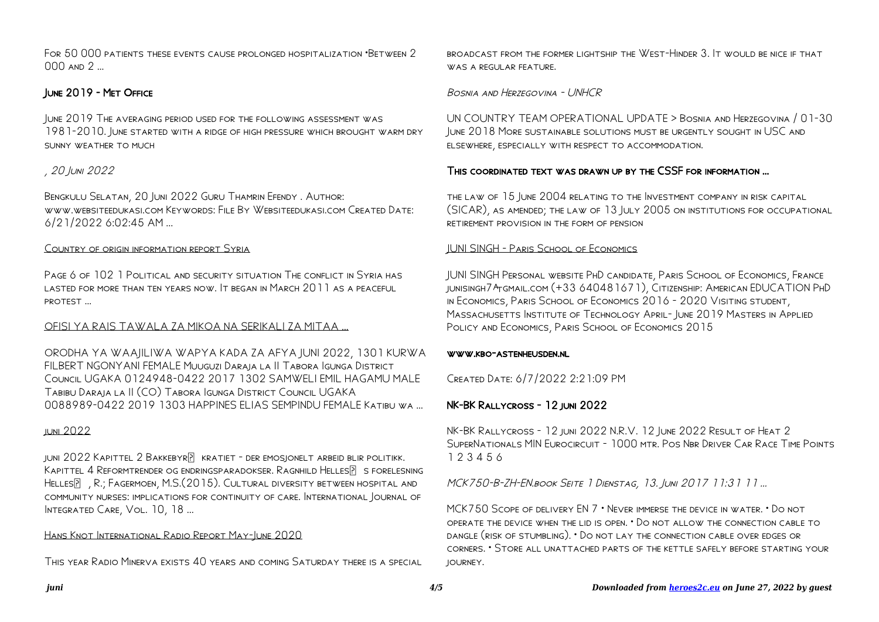For 50 000 patients these events cause prolonged hospitalization •Between 2 000 and 2 ...

## June 2019 - Met Office

June 2019 The averaging period used for the following assessment was 1981-2010. June started with a ridge of high pressure which brought warm dry sunny weather to much

## *, 20 Juni 2022*

Bengkulu Selatan, 20 Juni 2022 Guru Thamrin Efendy . Author: www.websiteedukasi.com Keywords: File By Websiteedukasi.com Created Date: 6/21/2022 6:02:45 AM ...

## Country of origin information report Syria

Page 6 of 102 1 Political and security situation The conflict in Syria has lasted for more than ten years now. It began in March 2011 as a peaceful protest ...

## OFISI YA RAIS TAWALA ZA MIKOA NA SERIKALI ZA MITAA ...

ORODHA YA WAAJILIWA WAPYA KADA ZA AFYA JUNI 2022, 1301 KURWA FILBERT NGONYANI FEMALE Muuguzi Daraja la II Tabora Igunga District Council UGAKA 0124948-0422 2017 1302 SAMWELI EMIL HAGAMU MALE Tabibu Daraja la II (CO) Tabora Igunga District Council UGAKA 0088989-0422 2019 1303 HAPPINES ELIAS SEMPINDU FEMALE Katibu wa ...

## juni 2022

juni 2022 Kapittel 2 Bakkebyr� kratiet - der emosjonelt arbeid blir politikk. Kapittel 4 Reformtrender og endringsparadokser. Ragnhild Helles� s forelesning Helles� , R.; Fagermoen, M.S.(2015). Cultural diversity between hospital and community nurses: implications for continuity of care. International Journal of Integrated Care, Vol. 10, 18 ...

## Hans Knot International Radio Report May-June 2020

This year Radio Minerva exists 40 years and coming Saturday there is a special broadcast from the former lightship the West-Hinder 3. It would be nice if that was a regular feature.

## *Bosnia and Herzegovina - UNHCR*

UN COUNTRY TEAM OPERATIONAL UPDATE > Bosnia and Herzegovina / 01-30 June 2018 More sustainable solutions must be urgently sought in USC and elsewhere, especially with respect to accommodation.

## This coordinated text was drawn up by the CSSF for information ...

the law of 15 June 2004 relating to the Investment company in risk capital (SICAR), as amended; the law of 13 July 2005 on institutions for occupational retirement provision in the form of pension

## JUNI SINGH - Paris School of Economics

JUNI SINGH Personal website PhD candidate, Paris School of Economics, France junisingh7^tgmail.com (+33 640481671), Citizenship: American EDUCATION PhD in Economics, Paris School of Economics 2016 - 2020 Visiting student, Massachusetts Institute of Technology April- June 2019 Masters in Applied Policy and Economics, Paris School of Economics 2015

## www.kbo-astenheusden.nl

Created Date: 6/7/2022 2:21:09 PM

## NK-BK Rallycross - 12 juni 2022

NK-BK Rallycross - 12 juni 2022 N.R.V. 12 June 2022 Result of Heat 2 SuperNationals MIN Eurocircuit - 1000 mtr. Pos Nbr Driver Car Race Time Points 1 2 3 4 5 6

## *MCK750-B-ZH-EN.book Seite 1 Dienstag, 13. Juni 2017 11:31 11 ...*

MCK750 Scope of delivery EN 7 • Never immerse the device in water. • Do not operate the device when the lid is open. • Do not allow the connection cable to dangle (risk of stumbling). • Do not lay the connection cable over edges or corners. • Store all unattached parts of the kettle safely before starting your journey.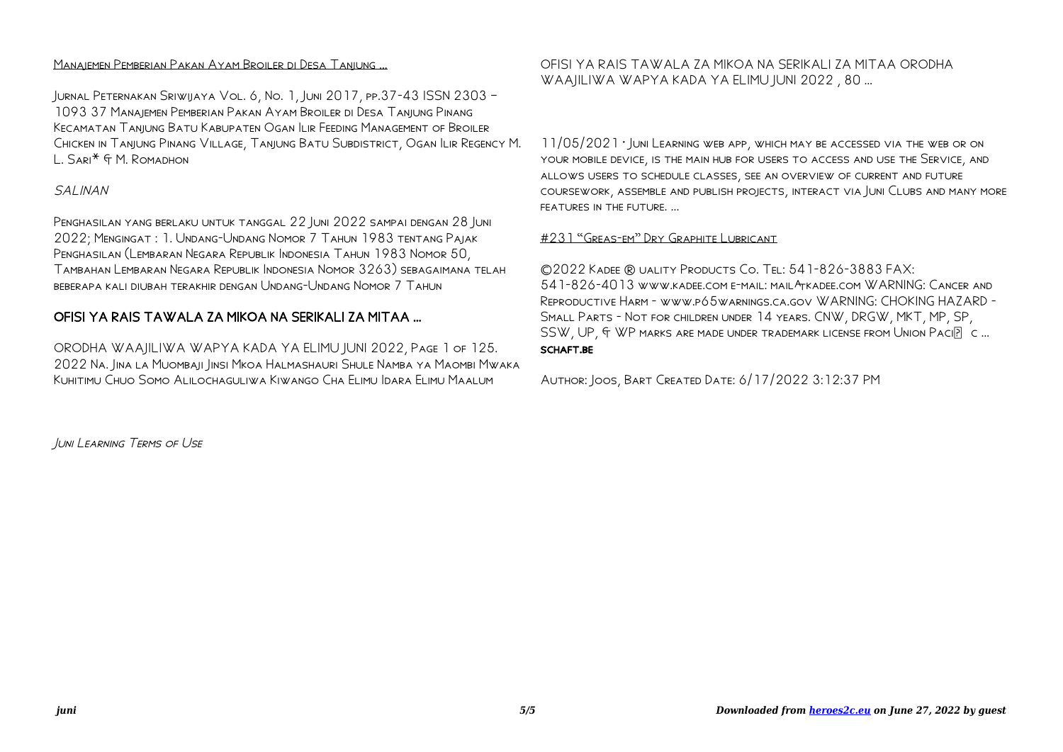Manajemen Pemberian Pakan Ayam Broiler di Desa Tanjung ...

Jurnal Peternakan Sriwijaya Vol. 6, No. 1, Juni 2017, pp.37-43 ISSN 2303 – 1093 37 Manajemen Pemberian Pakan Ayam Broiler di Desa Tanjung Pinang Kecamatan Tanjung Batu Kabupaten Ogan Ilir Feeding Management of Broiler Chicken in Tanjung Pinang Village, Tanjung Batu Subdistrict, Ogan Ilir Regency M. L. Sari* & M. Romadhon

*SALINAN*

Penghasilan yang berlaku untuk tanggal 22 Juni 2022 sampai dengan 28 Juni 2022; Mengingat : 1. Undang-Undang Nomor 7 Tahun 1983 tentang Pajak Penghasilan (Lembaran Negara Republik Indonesia Tahun 1983 Nomor 50, Tambahan Lembaran Negara Republik Indonesia Nomor 3263) sebagaimana telah beberapa kali diubah terakhir dengan Undang-Undang Nomor 7 Tahun

## OFISI YA RAIS TAWALA ZA MIKOA NA SERIKALI ZA MITAA ...

ORODHA WAAJILIWA WAPYA KADA YA ELIMU JUNI 2022, Page 1 of 125. 2022 Na. Jina la Muombaji Jinsi Mkoa Halmashauri Shule Namba ya Maombi Mwaka Kuhitimu Chuo Somo Alilochaguliwa Kiwango Cha Elimu Idara Elimu Maalum

*Juni Learning Terms of Use*

OFISI YA RAIS TAWALA ZA MIKOA NA SERIKALI ZA MITAA ORODHA WAAJILIWA WAPYA KADA YA ELIMU JUNI 2022 , 80 ...

11/05/2021 · Juni Learning web app, which may be accessed via the web or on your mobile device, is the main hub for users to access and use the Service, and allows users to schedule classes, see an overview of current and future coursework, assemble and publish projects, interact via Juni Clubs and many more features in the future. ...

#231 "Greas-em" Dry Graphite Lubricant

©2022 Kadee ® uality Products Co. Tel: 541-826-3883 FAX: 541-826-4013 www.kadee.com e-mail: mail@kadee.com WARNING: Cancer and Reproductive Harm - www.p65warnings.ca.gov WARNING: CHOKING HAZARD - Small Parts - Not for children under 14 years. CNW, DRGW, MKT, MP, SP, SSW, UP, & WP marks are made under trademark license from Union Paci c ...

**schaft.be**

Author: Joos, Bart Created Date: 6/17/2022 3:12:37 PM